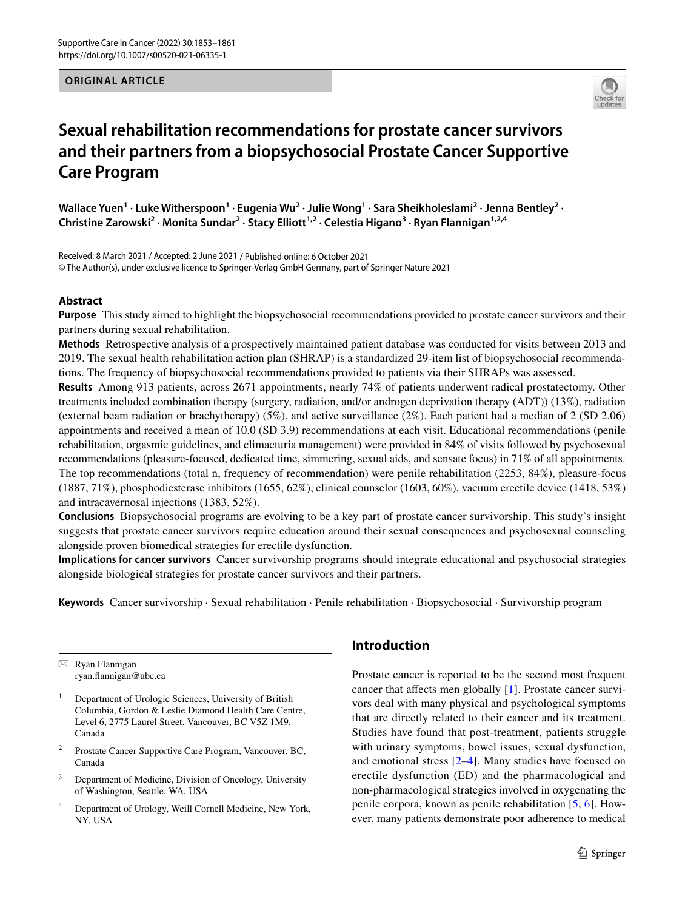ORIGINAL ARTICLE

# Sexual rehabilitation recommendations for prostate cancer survivors and their partners from a biopsychosocial Prostate Cancer Supportive Care Program

**Wallace Yuen[1] · Luke Witherspoon[1] · Eugenia Wu[2] · Julie Wong[1] · Sara Sheikholeslami[2] · Jenna Bentley[2] · Christine Zarowski[2] · Monita Sundar[2] · Stacy Elliott[1,2] · Celestia Higano[3] · Ryan Flannigan[1,2,4]**

Received: 8 March 2021 / Accepted: 2 June 2021 / Published online: 6 October 2021
© The Author(s), under exclusive licence to Springer-Verlag GmbH Germany, part of Springer Nature 2021

## Abstract

**Purpose** This study aimed to highlight the biopsychosocial recommendations provided to prostate cancer survivors and their partners during sexual rehabilitation.

**Methods** Retrospective analysis of a prospectively maintained patient database was conducted for visits between 2013 and 2019. The sexual health rehabilitation action plan (SHRAP) is a standardized 29-item list of biopsychosocial recommendations. The frequency of biopsychosocial recommendations provided to patients via their SHRAPs was assessed.

**Results** Among 913 patients, across 2671 appointments, nearly 74% of patients underwent radical prostatectomy. Other treatments included combination therapy (surgery, radiation, and/or androgen deprivation therapy (ADT)) (13%), radiation (external beam radiation or brachytherapy) (5%), and active surveillance (2%). Each patient had a median of 2 (SD 2.06) appointments and received a mean of 10.0 (SD 3.9) recommendations at each visit. Educational recommendations (penile rehabilitation, orgasmic guidelines, and climacturia management) were provided in 84% of visits followed by psychosexual recommendations (pleasure-focused, dedicated time, simmering, sexual aids, and sensate focus) in 71% of all appointments. The top recommendations (total n, frequency of recommendation) were penile rehabilitation (2253, 84%), pleasure-focus (1887, 71%), phosphodiesterase inhibitors (1655, 62%), clinical counselor (1603, 60%), vacuum erectile device (1418, 53%) and intracavernosal injections (1383, 52%).

**Conclusions** Biopsychosocial programs are evolving to be a key part of prostate cancer survivorship. This study's insight suggests that prostate cancer survivors require education around their sexual consequences and psychosexual counseling alongside proven biomedical strategies for erectile dysfunction.

**Implications for cancer survivors** Cancer survivorship programs should integrate educational and psychosocial strategies alongside biological strategies for prostate cancer survivors and their partners.

**Keywords** Cancer survivorship · Sexual rehabilitation · Penile rehabilitation · Biopsychosocial · Survivorship program

## Introduction

Prostate cancer is reported to be the second most frequent cancer that affects men globally [1]. Prostate cancer survivors deal with many physical and psychological symptoms that are directly related to their cancer and its treatment. Studies have found that post-treatment, patients struggle with urinary symptoms, bowel issues, sexual dysfunction, and emotional stress [2–4]. Many studies have focused on erectile dysfunction (ED) and the pharmacological and non-pharmacological strategies involved in oxygenating the penile corpora, known as penile rehabilitation [5, 6]. However, many patients demonstrate poor adherence to medical

---

✉ Ryan Flannigan
ryan.flannigan@ubc.ca

[1] Department of Urologic Sciences, University of British Columbia, Gordon & Leslie Diamond Health Care Centre, Level 6, 2775 Laurel Street, Vancouver, BC V5Z 1M9, Canada

[2] Prostate Cancer Supportive Care Program, Vancouver, BC, Canada

[3] Department of Medicine, Division of Oncology, University of Washington, Seattle, WA, USA

[4] Department of Urology, Weill Cornell Medicine, New York, NY, USA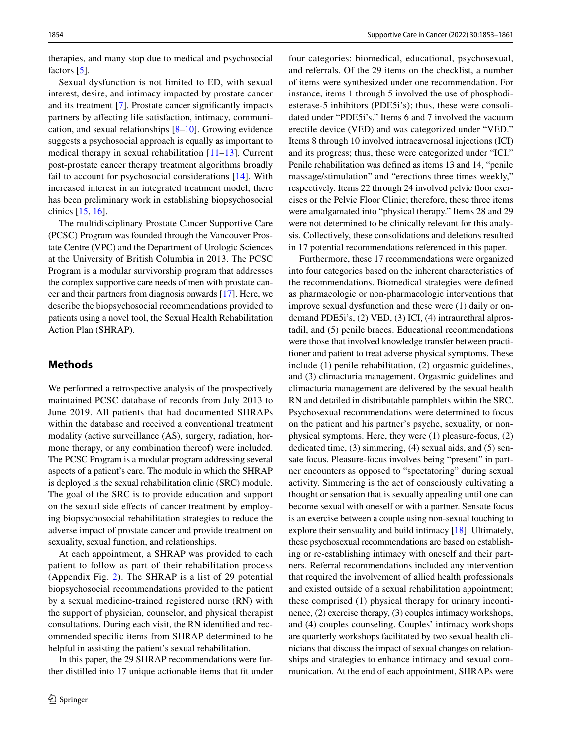therapies, and many stop due to medical and psychosocial factors [5].

Sexual dysfunction is not limited to ED, with sexual interest, desire, and intimacy impacted by prostate cancer and its treatment [7]. Prostate cancer significantly impacts partners by affecting life satisfaction, intimacy, communication, and sexual relationships [8–10]. Growing evidence suggests a psychosocial approach is equally as important to medical therapy in sexual rehabilitation [11–13]. Current post-prostate cancer therapy treatment algorithms broadly fail to account for psychosocial considerations [14]. With increased interest in an integrated treatment model, there has been preliminary work in establishing biopsychosocial clinics [15, 16].

The multidisciplinary Prostate Cancer Supportive Care (PCSC) Program was founded through the Vancouver Prostate Centre (VPC) and the Department of Urologic Sciences at the University of British Columbia in 2013. The PCSC Program is a modular survivorship program that addresses the complex supportive care needs of men with prostate cancer and their partners from diagnosis onwards [17]. Here, we describe the biopsychosocial recommendations provided to patients using a novel tool, the Sexual Health Rehabilitation Action Plan (SHRAP).

## Methods

We performed a retrospective analysis of the prospectively maintained PCSC database of records from July 2013 to June 2019. All patients that had documented SHRAPs within the database and received a conventional treatment modality (active surveillance (AS), surgery, radiation, hormone therapy, or any combination thereof) were included. The PCSC Program is a modular program addressing several aspects of a patient's care. The module in which the SHRAP is deployed is the sexual rehabilitation clinic (SRC) module. The goal of the SRC is to provide education and support on the sexual side effects of cancer treatment by employing biopsychosocial rehabilitation strategies to reduce the adverse impact of prostate cancer and provide treatment on sexuality, sexual function, and relationships.

At each appointment, a SHRAP was provided to each patient to follow as part of their rehabilitation process (Appendix Fig. 2). The SHRAP is a list of 29 potential biopsychosocial recommendations provided to the patient by a sexual medicine-trained registered nurse (RN) with the support of physician, counselor, and physical therapist consultations. During each visit, the RN identified and recommended specific items from SHRAP determined to be helpful in assisting the patient's sexual rehabilitation.

In this paper, the 29 SHRAP recommendations were further distilled into 17 unique actionable items that fit under four categories: biomedical, educational, psychosexual, and referrals. Of the 29 items on the checklist, a number of items were synthesized under one recommendation. For instance, items 1 through 5 involved the use of phosphodiesterase-5 inhibitors (PDE5i's); thus, these were consolidated under "PDE5i's." Items 6 and 7 involved the vacuum erectile device (VED) and was categorized under "VED." Items 8 through 10 involved intracavernosal injections (ICI) and its progress; thus, these were categorized under "ICI." Penile rehabilitation was defined as items 13 and 14, "penile massage/stimulation" and "erections three times weekly," respectively. Items 22 through 24 involved pelvic floor exercises or the Pelvic Floor Clinic; therefore, these three items were amalgamated into "physical therapy." Items 28 and 29 were not determined to be clinically relevant for this analysis. Collectively, these consolidations and deletions resulted in 17 potential recommendations referenced in this paper.

Furthermore, these 17 recommendations were organized into four categories based on the inherent characteristics of the recommendations. Biomedical strategies were defined as pharmacologic or non-pharmacologic interventions that improve sexual dysfunction and these were (1) daily or on-demand PDE5i's, (2) VED, (3) ICI, (4) intraurethral alprostadil, and (5) penile braces. Educational recommendations were those that involved knowledge transfer between practitioner and patient to treat adverse physical symptoms. These include (1) penile rehabilitation, (2) orgasmic guidelines, and (3) climacturia management. Orgasmic guidelines and climacturia management are delivered by the sexual health RN and detailed in distributable pamphlets within the SRC. Psychosexual recommendations were determined to focus on the patient and his partner's psyche, sexuality, or non-physical symptoms. Here, they were (1) pleasure-focus, (2) dedicated time, (3) simmering, (4) sexual aids, and (5) sensate focus. Pleasure-focus involves being "present" in partner encounters as opposed to "spectatoring" during sexual activity. Simmering is the act of consciously cultivating a thought or sensation that is sexually appealing until one can become sexual with oneself or with a partner. Sensate focus is an exercise between a couple using non-sexual touching to explore their sensuality and build intimacy [18]. Ultimately, these psychosexual recommendations are based on establishing or re-establishing intimacy with oneself and their partners. Referral recommendations included any intervention that required the involvement of allied health professionals and existed outside of a sexual rehabilitation appointment; these comprised (1) physical therapy for urinary incontinence, (2) exercise therapy, (3) couples intimacy workshops, and (4) couples counseling. Couples' intimacy workshops are quarterly workshops facilitated by two sexual health clinicians that discuss the impact of sexual changes on relationships and strategies to enhance intimacy and sexual communication. At the end of each appointment, SHRAPs were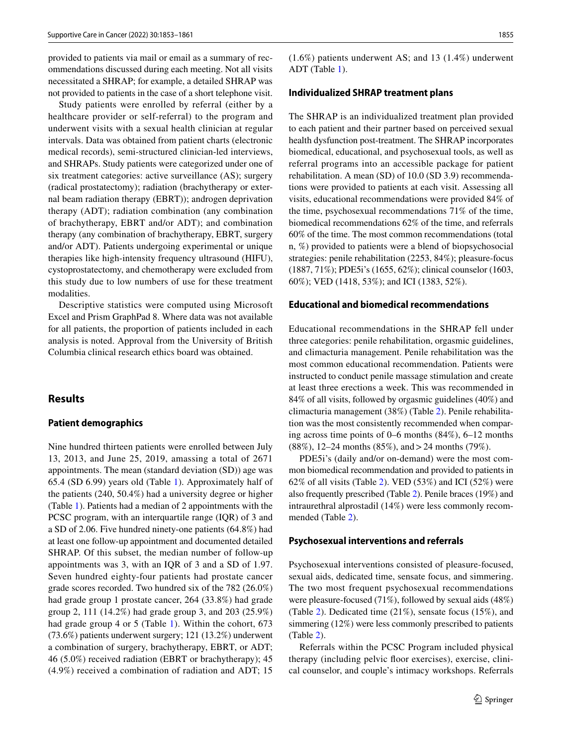provided to patients via mail or email as a summary of recommendations discussed during each meeting. Not all visits necessitated a SHRAP; for example, a detailed SHRAP was not provided to patients in the case of a short telephone visit.

Study patients were enrolled by referral (either by a healthcare provider or self-referral) to the program and underwent visits with a sexual health clinician at regular intervals. Data was obtained from patient charts (electronic medical records), semi-structured clinician-led interviews, and SHRAPs. Study patients were categorized under one of six treatment categories: active surveillance (AS); surgery (radical prostatectomy); radiation (brachytherapy or external beam radiation therapy (EBRT)); androgen deprivation therapy (ADT); radiation combination (any combination of brachytherapy, EBRT and/or ADT); and combination therapy (any combination of brachytherapy, EBRT, surgery and/or ADT). Patients undergoing experimental or unique therapies like high-intensity frequency ultrasound (HIFU), cystoprostatectomy, and chemotherapy were excluded from this study due to low numbers of use for these treatment modalities.

Descriptive statistics were computed using Microsoft Excel and Prism GraphPad 8. Where data was not available for all patients, the proportion of patients included in each analysis is noted. Approval from the University of British Columbia clinical research ethics board was obtained.

## Results

### Patient demographics

Nine hundred thirteen patients were enrolled between July 13, 2013, and June 25, 2019, amassing a total of 2671 appointments. The mean (standard deviation (SD)) age was 65.4 (SD 6.99) years old (Table 1). Approximately half of the patients (240, 50.4%) had a university degree or higher (Table 1). Patients had a median of 2 appointments with the PCSC program, with an interquartile range (IQR) of 3 and a SD of 2.06. Five hundred ninety-one patients (64.8%) had at least one follow-up appointment and documented detailed SHRAP. Of this subset, the median number of follow-up appointments was 3, with an IQR of 3 and a SD of 1.97. Seven hundred eighty-four patients had prostate cancer grade scores recorded. Two hundred six of the 782 (26.0%) had grade group 1 prostate cancer, 264 (33.8%) had grade group 2, 111 (14.2%) had grade group 3, and 203 (25.9%) had grade group 4 or 5 (Table 1). Within the cohort, 673 (73.6%) patients underwent surgery; 121 (13.2%) underwent a combination of surgery, brachytherapy, EBRT, or ADT; 46 (5.0%) received radiation (EBRT or brachytherapy); 45 (4.9%) received a combination of radiation and ADT; 15 (1.6%) patients underwent AS; and 13 (1.4%) underwent ADT (Table 1).

### Individualized SHRAP treatment plans

The SHRAP is an individualized treatment plan provided to each patient and their partner based on perceived sexual health dysfunction post-treatment. The SHRAP incorporates biomedical, educational, and psychosexual tools, as well as referral programs into an accessible package for patient rehabilitation. A mean (SD) of 10.0 (SD 3.9) recommendations were provided to patients at each visit. Assessing all visits, educational recommendations were provided 84% of the time, psychosexual recommendations 71% of the time, biomedical recommendations 62% of the time, and referrals 60% of the time. The most common recommendations (total n, %) provided to patients were a blend of biopsychosocial strategies: penile rehabilitation (2253, 84%); pleasure-focus (1887, 71%); PDE5i's (1655, 62%); clinical counselor (1603, 60%); VED (1418, 53%); and ICI (1383, 52%).

### Educational and biomedical recommendations

Educational recommendations in the SHRAP fell under three categories: penile rehabilitation, orgasmic guidelines, and climacturia management. Penile rehabilitation was the most common educational recommendation. Patients were instructed to conduct penile massage stimulation and create at least three erections a week. This was recommended in 84% of all visits, followed by orgasmic guidelines (40%) and climacturia management (38%) (Table 2). Penile rehabilitation was the most consistently recommended when comparing across time points of 0–6 months (84%), 6–12 months (88%), 12–24 months (85%), and > 24 months (79%).

PDE5i's (daily and/or on-demand) were the most common biomedical recommendation and provided to patients in 62% of all visits (Table 2). VED (53%) and ICI (52%) were also frequently prescribed (Table 2). Penile braces (19%) and intraurethral alprostadil (14%) were less commonly recommended (Table 2).

### Psychosexual interventions and referrals

Psychosexual interventions consisted of pleasure-focused, sexual aids, dedicated time, sensate focus, and simmering. The two most frequent psychosexual recommendations were pleasure-focused (71%), followed by sexual aids (48%) (Table 2). Dedicated time (21%), sensate focus (15%), and simmering (12%) were less commonly prescribed to patients (Table 2).

Referrals within the PCSC Program included physical therapy (including pelvic floor exercises), exercise, clinical counselor, and couple's intimacy workshops. Referrals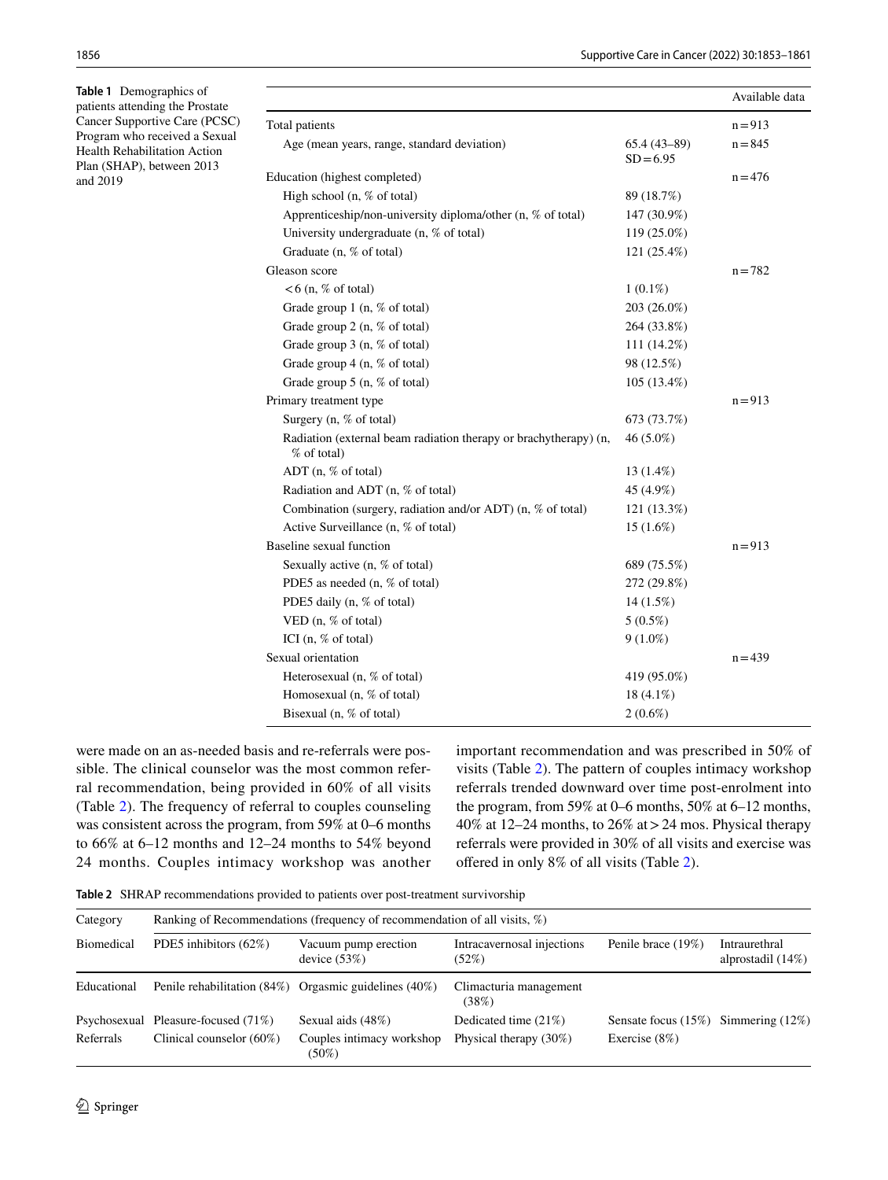**Table 1** Demographics of patients attending the Prostate Cancer Supportive Care (PCSC) Program who received a Sexual Health Rehabilitation Action Plan (SHAP), between 2013 and 2019

| | | Available data |
|---|---|---|
| Total patients | | n = 913 |
| Age (mean years, range, standard deviation) | 65.4 (43–89) SD = 6.95 | n = 845 |
| Education (highest completed) | | n = 476 |
| High school (n, % of total) | 89 (18.7%) | |
| Apprenticeship/non-university diploma/other (n, % of total) | 147 (30.9%) | |
| University undergraduate (n, % of total) | 119 (25.0%) | |
| Graduate (n, % of total) | 121 (25.4%) | |
| Gleason score | | n = 782 |
| < 6 (n, % of total) | 1 (0.1%) | |
| Grade group 1 (n, % of total) | 203 (26.0%) | |
| Grade group 2 (n, % of total) | 264 (33.8%) | |
| Grade group 3 (n, % of total) | 111 (14.2%) | |
| Grade group 4 (n, % of total) | 98 (12.5%) | |
| Grade group 5 (n, % of total) | 105 (13.4%) | |
| Primary treatment type | | n = 913 |
| Surgery (n, % of total) | 673 (73.7%) | |
| Radiation (external beam radiation therapy or brachytherapy) (n, % of total) | 46 (5.0%) | |
| ADT (n, % of total) | 13 (1.4%) | |
| Radiation and ADT (n, % of total) | 45 (4.9%) | |
| Combination (surgery, radiation and/or ADT) (n, % of total) | 121 (13.3%) | |
| Active Surveillance (n, % of total) | 15 (1.6%) | |
| Baseline sexual function | | n = 913 |
| Sexually active (n, % of total) | 689 (75.5%) | |
| PDE5 as needed (n, % of total) | 272 (29.8%) | |
| PDE5 daily (n, % of total) | 14 (1.5%) | |
| VED (n, % of total) | 5 (0.5%) | |
| ICI (n, % of total) | 9 (1.0%) | |
| Sexual orientation | | n = 439 |
| Heterosexual (n, % of total) | 419 (95.0%) | |
| Homosexual (n, % of total) | 18 (4.1%) | |
| Bisexual (n, % of total) | 2 (0.6%) | |

were made on an as-needed basis and re-referrals were possible. The clinical counselor was the most common referral recommendation, being provided in 60% of all visits (Table 2). The frequency of referral to couples counseling was consistent across the program, from 59% at 0–6 months to 66% at 6–12 months and 12–24 months to 54% beyond 24 months. Couples intimacy workshop was another important recommendation and was prescribed in 50% of visits (Table 2). The pattern of couples intimacy workshop referrals trended downward over time post-enrolment into the program, from 59% at 0–6 months, 50% at 6–12 months, 40% at 12–24 months, to 26% at > 24 mos. Physical therapy referrals were provided in 30% of all visits and exercise was offered in only 8% of all visits (Table 2).

**Table 2** SHRAP recommendations provided to patients over post-treatment survivorship

| Category | Ranking of Recommendations (frequency of recommendation of all visits, %) | | | | |
|---|---|---|---|---|---|
| Biomedical | PDE5 inhibitors (62%) | Vacuum pump erection device (53%) | Intracavernosal injections (52%) | Penile brace (19%) | Intraurethral alprostadil (14%) |
| Educational | Penile rehabilitation (84%) | Orgasmic guidelines (40%) | Climacturia management (38%) | | |
| Psychosexual | Pleasure-focused (71%) | Sexual aids (48%) | Dedicated time (21%) | Sensate focus (15%) | Simmering (12%) |
| Referrals | Clinical counselor (60%) | Couples intimacy workshop (50%) | Physical therapy (30%) | Exercise (8%) | |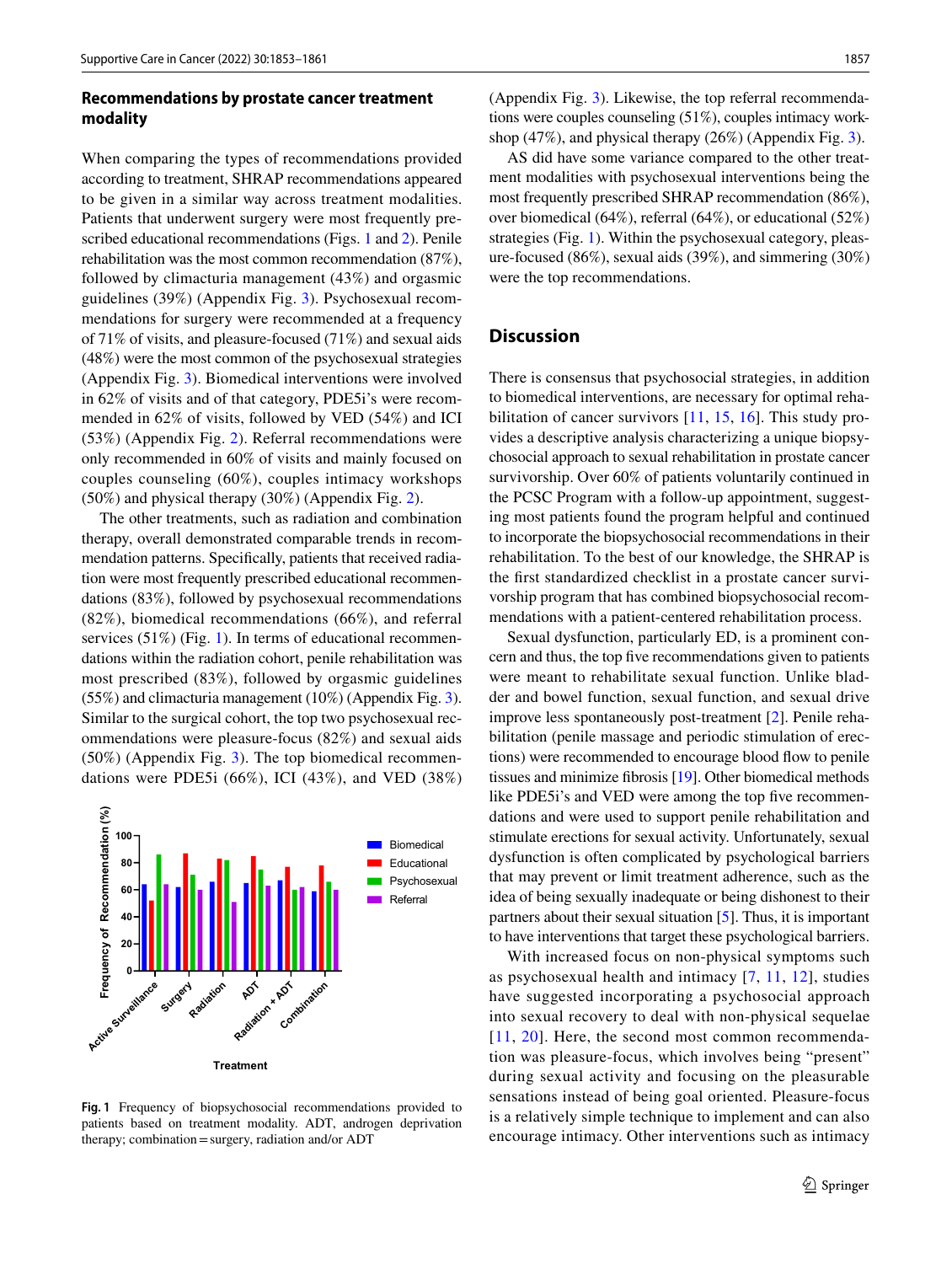### Recommendations by prostate cancer treatment modality

When comparing the types of recommendations provided according to treatment, SHRAP recommendations appeared to be given in a similar way across treatment modalities. Patients that underwent surgery were most frequently prescribed educational recommendations (Figs. 1 and 2). Penile rehabilitation was the most common recommendation (87%), followed by climacturia management (43%) and orgasmic guidelines (39%) (Appendix Fig. 3). Psychosexual recommendations for surgery were recommended at a frequency of 71% of visits, and pleasure-focused (71%) and sexual aids (48%) were the most common of the psychosexual strategies (Appendix Fig. 3). Biomedical interventions were involved in 62% of visits and of that category, PDE5i's were recommended in 62% of visits, followed by VED (54%) and ICI (53%) (Appendix Fig. 2). Referral recommendations were only recommended in 60% of visits and mainly focused on couples counseling (60%), couples intimacy workshops (50%) and physical therapy (30%) (Appendix Fig. 2).

The other treatments, such as radiation and combination therapy, overall demonstrated comparable trends in recommendation patterns. Specifically, patients that received radiation were most frequently prescribed educational recommendations (83%), followed by psychosexual recommendations (82%), biomedical recommendations (66%), and referral services (51%) (Fig. 1). In terms of educational recommendations within the radiation cohort, penile rehabilitation was most prescribed (83%), followed by orgasmic guidelines (55%) and climacturia management (10%) (Appendix Fig. 3). Similar to the surgical cohort, the top two psychosexual recommendations were pleasure-focus (82%) and sexual aids (50%) (Appendix Fig. 3). The top biomedical recommendations were PDE5i (66%), ICI (43%), and VED (38%) (Appendix Fig. 3). Likewise, the top referral recommendations were couples counseling (51%), couples intimacy workshop (47%), and physical therapy (26%) (Appendix Fig. 3).

AS did have some variance compared to the other treatment modalities with psychosexual interventions being the most frequently prescribed SHRAP recommendation (86%), over biomedical (64%), referral (64%), or educational (52%) strategies (Fig. 1). Within the psychosexual category, pleasure-focused (86%), sexual aids (39%), and simmering (30%) were the top recommendations.

Fig. 1 Frequency of biopsychosocial recommendations provided to patients based on treatment modality. ADT, androgen deprivation therapy; combination = surgery, radiation and/or ADT

## Discussion

There is consensus that psychosocial strategies, in addition to biomedical interventions, are necessary for optimal rehabilitation of cancer survivors [11, 15, 16]. This study provides a descriptive analysis characterizing a unique biopsychosocial approach to sexual rehabilitation in prostate cancer survivorship. Over 60% of patients voluntarily continued in the PCSC Program with a follow-up appointment, suggesting most patients found the program helpful and continued to incorporate the biopsychosocial recommendations in their rehabilitation. To the best of our knowledge, the SHRAP is the first standardized checklist in a prostate cancer survivorship program that has combined biopsychosocial recommendations with a patient-centered rehabilitation process.

Sexual dysfunction, particularly ED, is a prominent concern and thus, the top five recommendations given to patients were meant to rehabilitate sexual function. Unlike bladder and bowel function, sexual function, and sexual drive improve less spontaneously post-treatment [2]. Penile rehabilitation (penile massage and periodic stimulation of erections) were recommended to encourage blood flow to penile tissues and minimize fibrosis [19]. Other biomedical methods like PDE5i's and VED were among the top five recommendations and were used to support penile rehabilitation and stimulate erections for sexual activity. Unfortunately, sexual dysfunction is often complicated by psychological barriers that may prevent or limit treatment adherence, such as the idea of being sexually inadequate or being dishonest to their partners about their sexual situation [5]. Thus, it is important to have interventions that target these psychological barriers.

With increased focus on non-physical symptoms such as psychosexual health and intimacy [7, 11, 12], studies have suggested incorporating a psychosocial approach into sexual recovery to deal with non-physical sequelae [11, 20]. Here, the second most common recommendation was pleasure-focus, which involves being "present" during sexual activity and focusing on the pleasurable sensations instead of being goal oriented. Pleasure-focus is a relatively simple technique to implement and can also encourage intimacy. Other interventions such as intimacy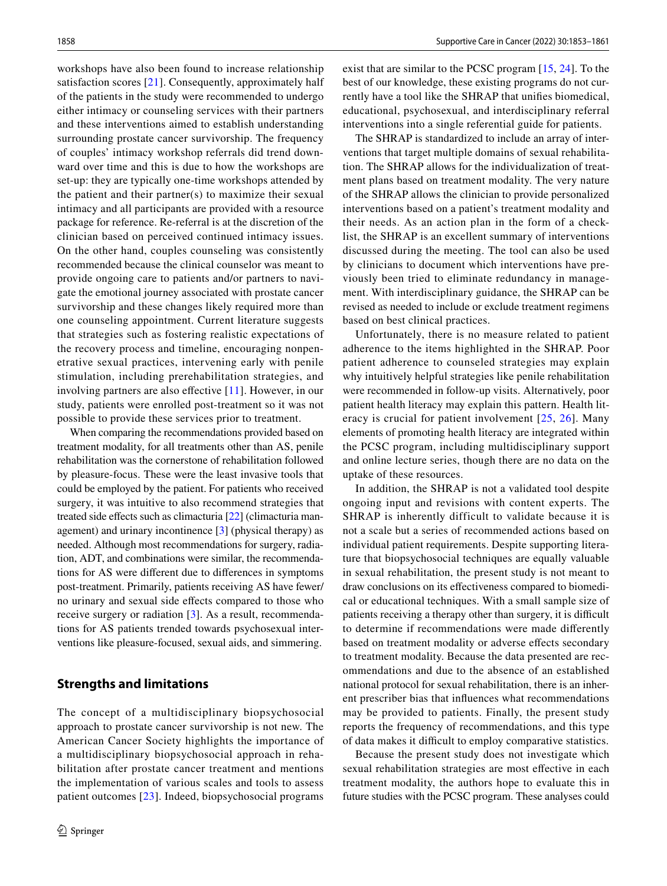workshops have also been found to increase relationship satisfaction scores [21]. Consequently, approximately half of the patients in the study were recommended to undergo either intimacy or counseling services with their partners and these interventions aimed to establish understanding surrounding prostate cancer survivorship. The frequency of couples' intimacy workshop referrals did trend downward over time and this is due to how the workshops are set-up: they are typically one-time workshops attended by the patient and their partner(s) to maximize their sexual intimacy and all participants are provided with a resource package for reference. Re-referral is at the discretion of the clinician based on perceived continued intimacy issues. On the other hand, couples counseling was consistently recommended because the clinical counselor was meant to provide ongoing care to patients and/or partners to navigate the emotional journey associated with prostate cancer survivorship and these changes likely required more than one counseling appointment. Current literature suggests that strategies such as fostering realistic expectations of the recovery process and timeline, encouraging nonpenetrative sexual practices, intervening early with penile stimulation, including prerehabilitation strategies, and involving partners are also effective [11]. However, in our study, patients were enrolled post-treatment so it was not possible to provide these services prior to treatment.

When comparing the recommendations provided based on treatment modality, for all treatments other than AS, penile rehabilitation was the cornerstone of rehabilitation followed by pleasure-focus. These were the least invasive tools that could be employed by the patient. For patients who received surgery, it was intuitive to also recommend strategies that treated side effects such as climacturia [22] (climacturia management) and urinary incontinence [3] (physical therapy) as needed. Although most recommendations for surgery, radiation, ADT, and combinations were similar, the recommendations for AS were different due to differences in symptoms post-treatment. Primarily, patients receiving AS have fewer/no urinary and sexual side effects compared to those who receive surgery or radiation [3]. As a result, recommendations for AS patients trended towards psychosexual interventions like pleasure-focused, sexual aids, and simmering.

## Strengths and limitations

The concept of a multidisciplinary biopsychosocial approach to prostate cancer survivorship is not new. The American Cancer Society highlights the importance of a multidisciplinary biopsychosocial approach in rehabilitation after prostate cancer treatment and mentions the implementation of various scales and tools to assess patient outcomes [23]. Indeed, biopsychosocial programs exist that are similar to the PCSC program [15, 24]. To the best of our knowledge, these existing programs do not currently have a tool like the SHRAP that unifies biomedical, educational, psychosexual, and interdisciplinary referral interventions into a single referential guide for patients.

The SHRAP is standardized to include an array of interventions that target multiple domains of sexual rehabilitation. The SHRAP allows for the individualization of treatment plans based on treatment modality. The very nature of the SHRAP allows the clinician to provide personalized interventions based on a patient's treatment modality and their needs. As an action plan in the form of a checklist, the SHRAP is an excellent summary of interventions discussed during the meeting. The tool can also be used by clinicians to document which interventions have previously been tried to eliminate redundancy in management. With interdisciplinary guidance, the SHRAP can be revised as needed to include or exclude treatment regimens based on best clinical practices.

Unfortunately, there is no measure related to patient adherence to the items highlighted in the SHRAP. Poor patient adherence to counseled strategies may explain why intuitively helpful strategies like penile rehabilitation were recommended in follow-up visits. Alternatively, poor patient health literacy may explain this pattern. Health literacy is crucial for patient involvement [25, 26]. Many elements of promoting health literacy are integrated within the PCSC program, including multidisciplinary support and online lecture series, though there are no data on the uptake of these resources.

In addition, the SHRAP is not a validated tool despite ongoing input and revisions with content experts. The SHRAP is inherently difficult to validate because it is not a scale but a series of recommended actions based on individual patient requirements. Despite supporting literature that biopsychosocial techniques are equally valuable in sexual rehabilitation, the present study is not meant to draw conclusions on its effectiveness compared to biomedical or educational techniques. With a small sample size of patients receiving a therapy other than surgery, it is difficult to determine if recommendations were made differently based on treatment modality or adverse effects secondary to treatment modality. Because the data presented are recommendations and due to the absence of an established national protocol for sexual rehabilitation, there is an inherent prescriber bias that influences what recommendations may be provided to patients. Finally, the present study reports the frequency of recommendations, and this type of data makes it difficult to employ comparative statistics.

Because the present study does not investigate which sexual rehabilitation strategies are most effective in each treatment modality, the authors hope to evaluate this in future studies with the PCSC program. These analyses could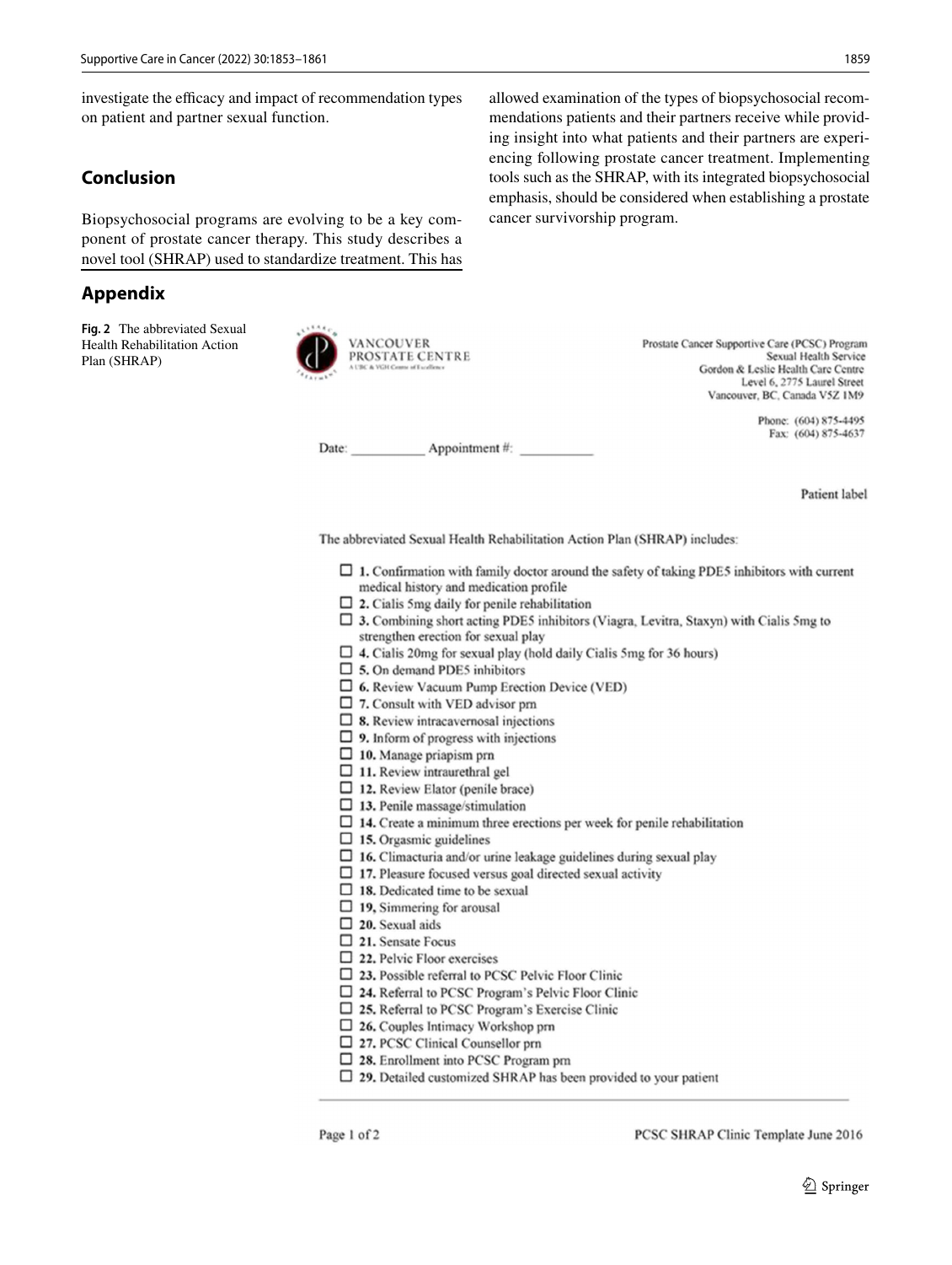investigate the efficacy and impact of recommendation types on patient and partner sexual function.

## Conclusion

Biopsychosocial programs are evolving to be a key component of prostate cancer therapy. This study describes a novel tool (SHRAP) used to standardize treatment. This has allowed examination of the types of biopsychosocial recommendations patients and their partners receive while providing insight into what patients and their partners are experiencing following prostate cancer treatment. Implementing tools such as the SHRAP, with its integrated biopsychosocial emphasis, should be considered when establishing a prostate cancer survivorship program.

## Appendix

**Fig. 2** The abbreviated Sexual Health Rehabilitation Action Plan (SHRAP)

VANCOUVER PROSTATE CENTRE
A UBC & VGH Centre of Excellence

Prostate Cancer Supportive Care (PCSC) Program
Sexual Health Service
Gordon & Leslie Health Care Centre
Level 6, 2775 Laurel Street
Vancouver, BC, Canada V5Z 1M9

Phone: (604) 875-4495
Fax: (604) 875-4637

Date: __________ Appointment #: __________

Patient label

The abbreviated Sexual Health Rehabilitation Action Plan (SHRAP) includes:

- ☐ **1.** Confirmation with family doctor around the safety of taking PDE5 inhibitors with current medical history and medication profile
- ☐ **2.** Cialis 5mg daily for penile rehabilitation
- ☐ **3.** Combining short acting PDE5 inhibitors (Viagra, Levitra, Staxyn) with Cialis 5mg to strengthen erection for sexual play
- ☐ **4.** Cialis 20mg for sexual play (hold daily Cialis 5mg for 36 hours)
- ☐ **5.** On demand PDE5 inhibitors
- ☐ **6.** Review Vacuum Pump Erection Device (VED)
- ☐ **7.** Consult with VED advisor prn
- ☐ **8.** Review intracavernosal injections
- ☐ **9.** Inform of progress with injections
- ☐ **10.** Manage priapism prn
- ☐ **11.** Review intraurethral gel
- ☐ **12.** Review Elator (penile brace)
- ☐ **13.** Penile massage/stimulation
- ☐ **14.** Create a minimum three erections per week for penile rehabilitation
- ☐ **15.** Orgasmic guidelines
- ☐ **16.** Climacturia and/or urine leakage guidelines during sexual play
- ☐ **17.** Pleasure focused versus goal directed sexual activity
- ☐ **18.** Dedicated time to be sexual
- ☐ **19,** Simmering for arousal
- ☐ **20.** Sexual aids
- ☐ **21.** Sensate Focus
- ☐ **22.** Pelvic Floor exercises
- ☐ **23.** Possible referral to PCSC Pelvic Floor Clinic
- ☐ **24.** Referral to PCSC Program's Pelvic Floor Clinic
- ☐ **25.** Referral to PCSC Program's Exercise Clinic
- ☐ **26.** Couples Intimacy Workshop prn
- ☐ **27.** PCSC Clinical Counsellor prn
- ☐ **28.** Enrollment into PCSC Program prn
- ☐ **29.** Detailed customized SHRAP has been provided to your patient

Page 1 of 2 PCSC SHRAP Clinic Template June 2016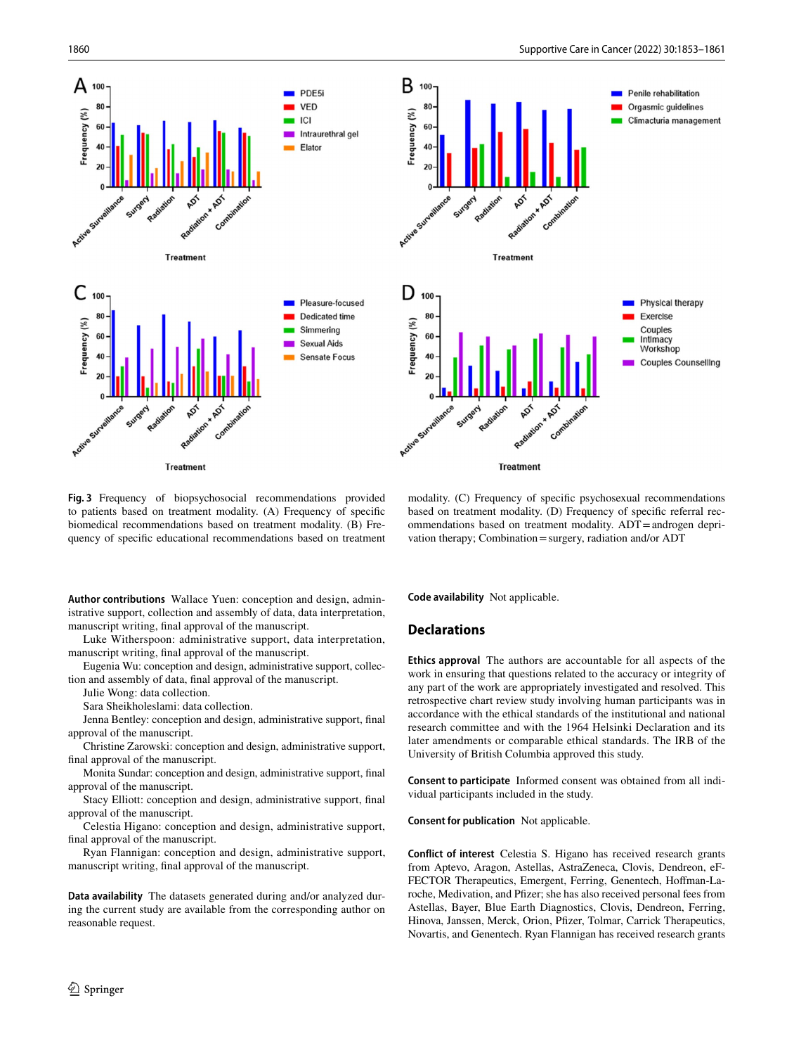**Fig. 3** Frequency of biopsychosocial recommendations provided to patients based on treatment modality. (A) Frequency of specific biomedical recommendations based on treatment modality. (B) Frequency of specific educational recommendations based on treatment modality. (C) Frequency of specific psychosexual recommendations based on treatment modality. (D) Frequency of specific referral recommendations based on treatment modality. ADT = androgen deprivation therapy; Combination = surgery, radiation and/or ADT

**Author contributions** Wallace Yuen: conception and design, administrative support, collection and assembly of data, data interpretation, manuscript writing, final approval of the manuscript.

Luke Witherspoon: administrative support, data interpretation, manuscript writing, final approval of the manuscript.

Eugenia Wu: conception and design, administrative support, collection and assembly of data, final approval of the manuscript.

Julie Wong: data collection.

Sara Sheikholeslami: data collection.

Jenna Bentley: conception and design, administrative support, final approval of the manuscript.

Christine Zarowski: conception and design, administrative support, final approval of the manuscript.

Monita Sundar: conception and design, administrative support, final approval of the manuscript.

Stacy Elliott: conception and design, administrative support, final approval of the manuscript.

Celestia Higano: conception and design, administrative support, final approval of the manuscript.

Ryan Flannigan: conception and design, administrative support, manuscript writing, final approval of the manuscript.

**Data availability** The datasets generated during and/or analyzed during the current study are available from the corresponding author on reasonable request.

**Code availability** Not applicable.

## Declarations

**Ethics approval** The authors are accountable for all aspects of the work in ensuring that questions related to the accuracy or integrity of any part of the work are appropriately investigated and resolved. This retrospective chart review study involving human participants was in accordance with the ethical standards of the institutional and national research committee and with the 1964 Helsinki Declaration and its later amendments or comparable ethical standards. The IRB of the University of British Columbia approved this study.

**Consent to participate** Informed consent was obtained from all individual participants included in the study.

**Consent for publication** Not applicable.

**Conflict of interest** Celestia S. Higano has received research grants from Aptevo, Aragon, Astellas, AstraZeneca, Clovis, Dendreon, eFFECTOR Therapeutics, Emergent, Ferring, Genentech, Hoffman-Laroche, Medivation, and Pfizer; she has also received personal fees from Astellas, Bayer, Blue Earth Diagnostics, Clovis, Dendreon, Ferring, Hinova, Janssen, Merck, Orion, Pfizer, Tolmar, Carrick Therapeutics, Novartis, and Genentech. Ryan Flannigan has received research grants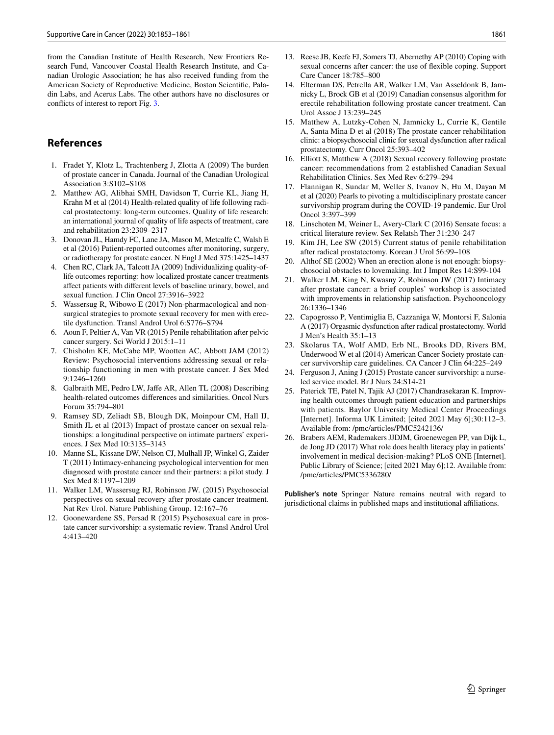from the Canadian Institute of Health Research, New Frontiers Research Fund, Vancouver Coastal Health Research Institute, and Canadian Urologic Association; he has also received funding from the American Society of Reproductive Medicine, Boston Scientific, Paladin Labs, and Acerus Labs. The other authors have no disclosures or conflicts of interest to report Fig. 3.

## References

1. Fradet Y, Klotz L, Trachtenberg J, Zlotta A (2009) The burden of prostate cancer in Canada. Journal of the Canadian Urological Association 3:S102–S108
2. Matthew AG, Alibhai SMH, Davidson T, Currie KL, Jiang H, Krahn M et al (2014) Health-related quality of life following radical prostatectomy: long-term outcomes. Quality of life research: an international journal of quality of life aspects of treatment, care and rehabilitation 23:2309–2317
3. Donovan JL, Hamdy FC, Lane JA, Mason M, Metcalfe C, Walsh E et al (2016) Patient-reported outcomes after monitoring, surgery, or radiotherapy for prostate cancer. N Engl J Med 375:1425–1437
4. Chen RC, Clark JA, Talcott JA (2009) Individualizing quality-of-life outcomes reporting: how localized prostate cancer treatments affect patients with different levels of baseline urinary, bowel, and sexual function. J Clin Oncol 27:3916–3922
5. Wassersug R, Wibowo E (2017) Non-pharmacological and non-surgical strategies to promote sexual recovery for men with erectile dysfunction. Transl Androl Urol 6:S776–S794
6. Aoun F, Peltier A, Van VR (2015) Penile rehabilitation after pelvic cancer surgery. Sci World J 2015:1–11
7. Chisholm KE, McCabe MP, Wootten AC, Abbott JAM (2012) Review: Psychosocial interventions addressing sexual or relationship functioning in men with prostate cancer. J Sex Med 9:1246–1260
8. Galbraith ME, Pedro LW, Jaffe AR, Allen TL (2008) Describing health-related outcomes differences and similarities. Oncol Nurs Forum 35:794–801
9. Ramsey SD, Zeliadt SB, Blough DK, Moinpour CM, Hall IJ, Smith JL et al (2013) Impact of prostate cancer on sexual relationships: a longitudinal perspective on intimate partners' experiences. J Sex Med 10:3135–3143
10. Manne SL, Kissane DW, Nelson CJ, Mulhall JP, Winkel G, Zaider T (2011) Intimacy-enhancing psychological intervention for men diagnosed with prostate cancer and their partners: a pilot study. J Sex Med 8:1197–1209
11. Walker LM, Wassersug RJ, Robinson JW. (2015) Psychosocial perspectives on sexual recovery after prostate cancer treatment. Nat Rev Urol. Nature Publishing Group. 12:167–76
12. Goonewardene SS, Persad R (2015) Psychosexual care in prostate cancer survivorship: a systematic review. Transl Androl Urol 4:413–420
13. Reese JB, Keefe FJ, Somers TJ, Abernethy AP (2010) Coping with sexual concerns after cancer: the use of flexible coping. Support Care Cancer 18:785–800
14. Elterman DS, Petrella AR, Walker LM, Van Asseldonk B, Jamnicky L, Brock GB et al (2019) Canadian consensus algorithm for erectile rehabilitation following prostate cancer treatment. Can Urol Assoc J 13:239–245
15. Matthew A, Lutzky-Cohen N, Jamnicky L, Currie K, Gentile A, Santa Mina D et al (2018) The prostate cancer rehabilitation clinic: a biopsychosocial clinic for sexual dysfunction after radical prostatectomy. Curr Oncol 25:393–402
16. Elliott S, Matthew A (2018) Sexual recovery following prostate cancer: recommendations from 2 established Canadian Sexual Rehabilitation Clinics. Sex Med Rev 6:279–294
17. Flannigan R, Sundar M, Weller S, Ivanov N, Hu M, Dayan M et al (2020) Pearls to pivoting a multidisciplinary prostate cancer survivorship program during the COVID-19 pandemic. Eur Urol Oncol 3:397–399
18. Linschoten M, Weiner L, Avery-Clark C (2016) Sensate focus: a critical literature review. Sex Relatsh Ther 31:230–247
19. Kim JH, Lee SW (2015) Current status of penile rehabilitation after radical prostatectomy. Korean J Urol 56:99–108
20. Althof SE (2002) When an erection alone is not enough: biopsychosocial obstacles to lovemaking. Int J Impot Res 14:S99-104
21. Walker LM, King N, Kwasny Z, Robinson JW (2017) Intimacy after prostate cancer: a brief couples' workshop is associated with improvements in relationship satisfaction. Psychooncology 26:1336–1346
22. Capogrosso P, Ventimiglia E, Cazzaniga W, Montorsi F, Salonia A (2017) Orgasmic dysfunction after radical prostatectomy. World J Men's Health 35:1–13
23. Skolarus TA, Wolf AMD, Erb NL, Brooks DD, Rivers BM, Underwood W et al (2014) American Cancer Society prostate cancer survivorship care guidelines. CA Cancer J Clin 64:225–249
24. Ferguson J, Aning J (2015) Prostate cancer survivorship: a nurse-led service model. Br J Nurs 24:S14-21
25. Paterick TE, Patel N, Tajik AJ (2017) Chandrasekaran K. Improving health outcomes through patient education and partnerships with patients. Baylor University Medical Center Proceedings [Internet]. Informa UK Limited; [cited 2021 May 6];30:112–3. Available from: /pmc/articles/PMC5242136/
26. Brabers AEM, Rademakers JJDJM, Groenewegen PP, van Dijk L, de Jong JD (2017) What role does health literacy play in patients' involvement in medical decision-making? PLoS ONE [Internet]. Public Library of Science; [cited 2021 May 6];12. Available from: /pmc/articles/PMC5336280/

**Publisher's note** Springer Nature remains neutral with regard to jurisdictional claims in published maps and institutional affiliations.